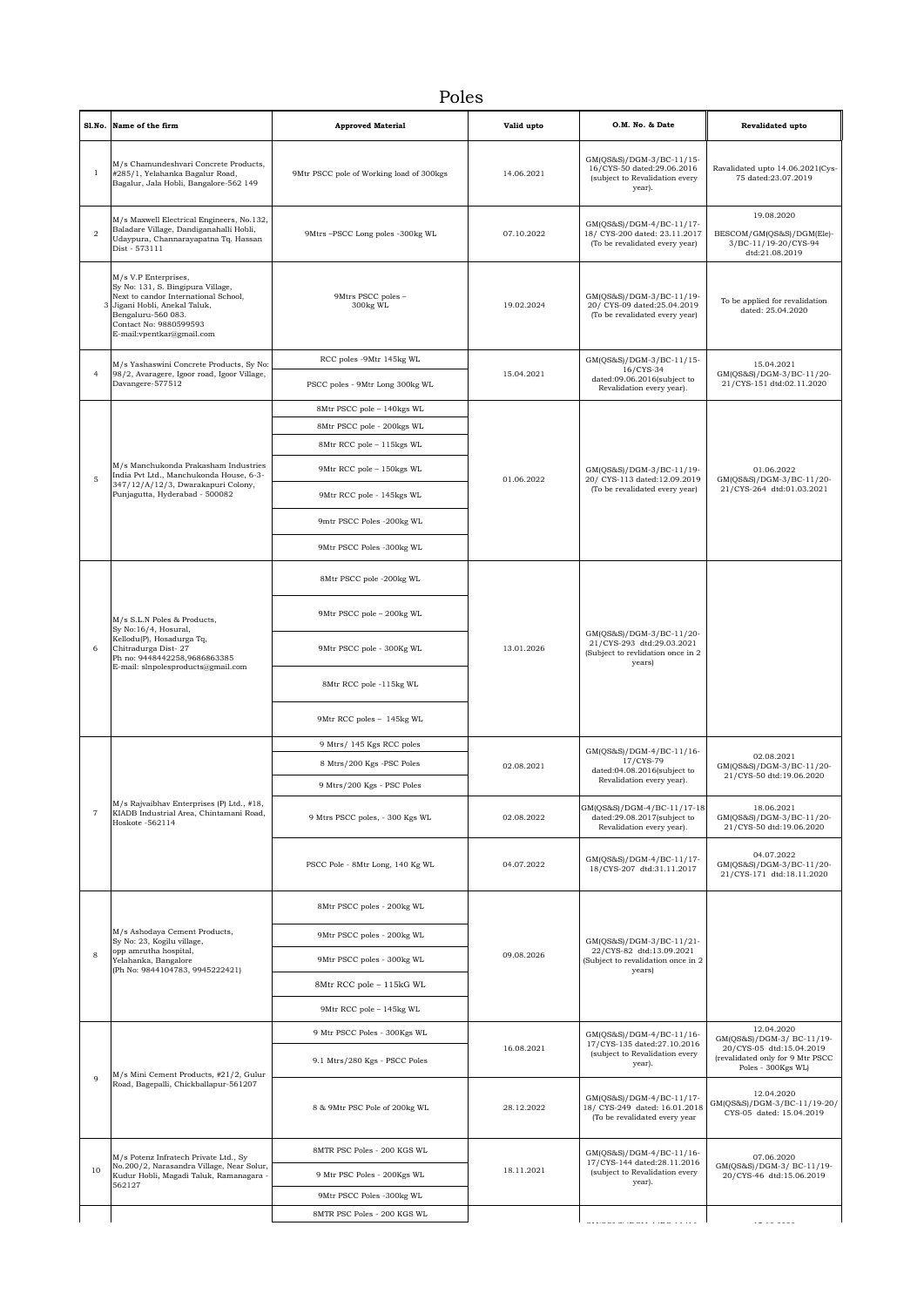# Poles

| Sl.No. | Name of the firm | Approved Material | Valid upto | O.M. No. & Date | Revalidated upto |
|---|---|---|---|---|---|
| 1 | M/s Chamundeshvari Concrete Products, #285/1, Yelahanka Bagalur Road, Bagalur, Jala Hobli, Bangalore-562 149 | 9Mtr PSCC pole of Working load of 300kgs | 14.06.2021 | GM(QS&S)/DGM-3/BC-11/15-16/CYS-50 dated:29.06.2016 (subject to Revalidation every year). | Ravalidated upto 14.06.2021(Cys-75 dated:23.07.2019 |
| 2 | M/s Maxwell Electrical Engineers, No.132, Baladare Village, Dandiganahalli Hobli, Udaypura, Channarayapatna Tq. Hassan Dist - 573111 | 9Mtrs –PSCC Long poles -300kg WL | 07.10.2022 | GM(QS&S)/DGM-4/BC-11/17-18/ CYS-200 dated: 23.11.2017 (To be revalidated every year) | 19.08.2020 BESCOM/GM(QS&S)/DGM(Ele)-3/BC-11/19-20/CYS-94 dtd:21.08.2019 |
| 3 | M/s V.P Enterprises, Sy No: 131, S. Bingipura Village, Next to candor International School, Jigani Hobli, Anekal Taluk, Bengaluru-560 083. Contact No: 9880599593 E-mail:vpentkar@gmail.com | 9Mtrs PSCC poles – 300kg WL | 19.02.2024 | GM(QS&S)/DGM-3/BC-11/19-20/ CYS-09 dated:25.04.2019 (To be revalidated every year) | To be applied for revalidation dated: 25.04.2020 |
| 4 | M/s Yashaswini Concrete Products, Sy No: 98/2, Avaragere, Igoor road, Igoor Village, Davangere-577512 | RCC poles -9Mtr 145kg WL | 15.04.2021 | GM(QS&S)/DGM-3/BC-11/15-16/CYS-34 dated:09.06.2016(subject to Revalidation every year). | 15.04.2021 GM(QS&S)/DGM-3/BC-11/20-21/CYS-151 dtd:02.11.2020 |
| | | PSCC poles - 9Mtr Long 300kg WL | | | |
| 5 | M/s Manchukonda Prakasham Industries India Pvt Ltd., Manchukonda House, 6-3-347/12/A/12/3, Dwarakapuri Colony, Punjagutta, Hyderabad - 500082 | 8Mtr PSCC pole – 140kgs WL | 01.06.2022 | GM(QS&S)/DGM-3/BC-11/19-20/ CYS-113 dated:12.09.2019 (To be revalidated every year) | 01.06.2022 GM(QS&S)/DGM-3/BC-11/20-21/CYS-264 dtd:01.03.2021 |
| | | 8Mtr PSCC pole - 200kgs WL | | | |
| | | 8Mtr RCC pole – 115kgs WL | | | |
| | | 9Mtr RCC pole – 150kgs WL | | | |
| | | 9Mtr RCC pole - 145kgs WL | | | |
| | | 9mtr PSCC Poles -200kg WL | | | |
| | | 9Mtr PSCC Poles -300kg WL | | | |
| 6 | M/s S.L.N Poles & Products, Sy No:16/4, Hosural, Kellodu(P), Hosadurga Tq, Chitradurga Dist- 27 Ph no: 9448442258,9686863385 E-mail: slnpolesproducts@gmail.com | 8Mtr PSCC pole -200kg WL | 13.01.2026 | GM(QS&S)/DGM-3/BC-11/20-21/CYS-293 dtd:29.03.2021 (Subject to revlidation once in 2 years) | |
| | | 9Mtr PSCC pole – 200kg WL | | | |
| | | 9Mtr PSCC pole - 300Kg WL | | | |
| | | 8Mtr RCC pole -115kg WL | | | |
| | | 9Mtr RCC poles – 145kg WL | | | |
| 7 | M/s Rajvaibhav Enterprises (P) Ltd., #18, KIADB Industrial Area, Chintamani Road, Hoskote -562114 | 9 Mtrs/ 145 Kgs RCC poles | 02.08.2021 | GM(QS&S)/DGM-4/BC-11/16-17/CYS-79 dated:04.08.2016(subject to Revalidation every year). | 02.08.2021 GM(QS&S)/DGM-3/BC-11/20-21/CYS-50 dtd:19.06.2020 |
| | | 8 Mtrs/200 Kgs -PSC Poles | | | |
| | | 9 Mtrs/200 Kgs - PSC Poles | | | |
| | | 9 Mtrs PSCC poles, - 300 Kgs WL | 02.08.2022 | GM(QS&S)/DGM-4/BC-11/17-18 dated:29.08.2017(subject to Revalidation every year). | 18.06.2021 GM(QS&S)/DGM-3/BC-11/20-21/CYS-50 dtd:19.06.2020 |
| | | PSCC Pole - 8Mtr Long, 140 Kg WL | 04.07.2022 | GM(QS&S)/DGM-4/BC-11/17-18/CYS-207 dtd:31.11.2017 | 04.07.2022 GM(QS&S)/DGM-3/BC-11/20-21/CYS-171 dtd:18.11.2020 |
| 8 | M/s Ashodaya Cement Products, Sy No: 23, Kogilu village, opp amrutha hospital, Yelahanka, Bangalore (Ph No: 9844104783, 9945222421) | 8Mtr PSCC poles - 200kg WL | 09.08.2026 | GM(QS&S)/DGM-3/BC-11/21-22/CYS-82 dtd:13.09.2021 (Subject to revalidation once in 2 years) | |
| | | 9Mtr PSCC poles - 200kg WL | | | |
| | | 9Mtr PSCC poles - 300kg WL | | | |
| | | 8Mtr RCC pole – 115kG WL | | | |
| | | 9Mtr RCC pole – 145kg WL | | | |
| 9 | M/s Mini Cement Products, #21/2, Gulur Road, Bagepalli, Chickballapur-561207 | 9 Mtr PSCC Poles - 300Kgs WL | 16.08.2021 | GM(QS&S)/DGM-4/BC-11/16-17/CYS-135 dated:27.10.2016 (subject to Revalidation every year). | 12.04.2020 GM(QS&S)/DGM-3/ BC-11/19-20/CYS-05 dtd:15.04.2019 (revalidated only for 9 Mtr PSCC Poles - 300Kgs WL) |
| | | 9.1 Mtrs/280 Kgs - PSCC Poles | | | |
| | | 8 & 9Mtr PSC Pole of 200kg WL | 28.12.2022 | GM(QS&S)/DGM-4/BC-11/17-18/ CYS-249 dated: 16.01.2018 (To be revalidated every year | 12.04.2020 GM(QS&S)/DGM-3/BC-11/19-20/ CYS-05 dated: 15.04.2019 |
| 10 | M/s Potenz Infratech Private Ltd., Sy No.200/2, Narasandra Village, Near Solur, Kudur Hobli, Magadi Taluk, Ramanagara - 562127 | 8MTR PSC Poles - 200 KGS WL | 18.11.2021 | GM(QS&S)/DGM-4/BC-11/16-17/CYS-144 dated:28.11.2016 (subject to Revalidation every year). | 07.06.2020 GM(QS&S)/DGM-3/ BC-11/19-20/CYS-46 dtd:15.06.2019 |
| | | 9 Mtr PSC Poles - 200Kgs WL | | | |
| | | 9Mtr PSCC Poles -300kg WL | | | |
| | | 8MTR PSC Poles - 200 KGS WL | | | |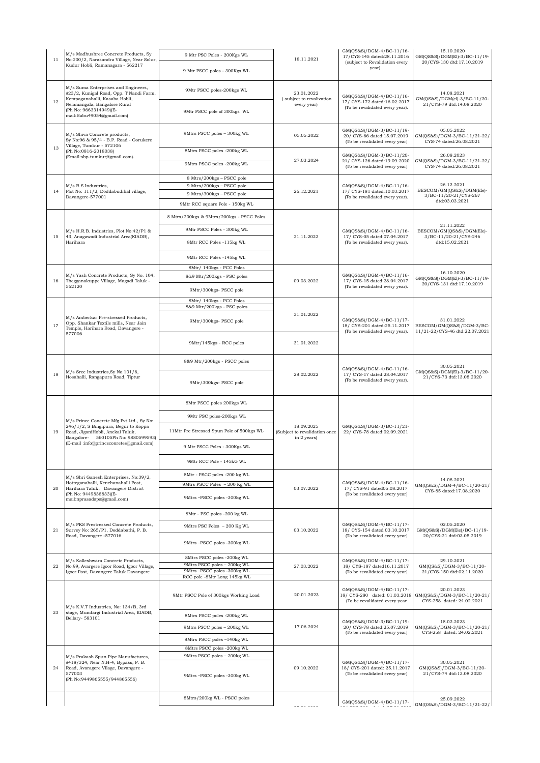| | | | | | |
|---|---|---|---|---|---|
| 11 | M/s Madhushree Concrete Products, Sy No:200/2, Narasandra Village, Near Solur, Kudur Hobli, Ramanagara - 562217 | 9 Mtr PSC Poles - 200Kgs WL | 18.11.2021 | GM(QS&S)/DGM-4/BC-11/16-17/CYS-145 dated:28.11.2016 (subject to Revalidation every year). | 15.10.2020 GM(QS&S)/DGM(El)-3/BC-11/19-20/CYS-130 dtd:17.10.2019 |
| | | 9 Mtr PSCC poles - 300Kgs WL | | | |
| 12 | M/s Suma Enterprises and Engineers, #23/2, Kunigal Road, Opp. T Nandi Farm, Kempaganahalli, Kasaba Hobli, Nelamangala, Bangalore Rural (Ph No: 9663314949)(E-mail:Babu49054@gmail.com) | 9Mtr PSCC poles-200kgs WL | 23.01.2022 ( subject to revalivation every year) | GM(QS&S)/DGM-4/BC-11/16-17/ CYS-172 dated:16.02.2017 (To be revalidated every year). | 14.08.2021 GM(QS&S)/DGM-3/BC-11/20-21/CYS-79 dtd:14.08.2020 |
| | | 9Mtr PSCC pole of 300kgs WL | | | |
| 13 | M/s Shiva Concrete products, Sy No:96 & 95/4 - B.P. Road - Oorukere Village, Tumkur - 572106 (Ph No:0816-2018038) (Email:sbp.tumkur@gmail.com). | 9Mtrs PSCC poles – 300kg WL | 05.05.2022 | GM(QS&S)/DGM-3/BC-11/19-20/ CYS-66 dated:15.07.2019 (To be revalidated every year) | 05.05.2022 GM(QS&S)/DGM-3/BC-11/21-22/ CYS-74 dated:26.08.2021 |
| | | 8Mtrs PSCC poles -200kg WL | 27.03.2024 | GM(QS&S)/DGM-3/BC-11/20-21/ CYS-126 dated:19.09.2020 (To be revalidated every year) | 26.08.2023 GM(QS&S)/DGM-3/BC-11/21-22/ CYS-74 dated:26.08.2021 |
| | | 9Mtrs PSCC poles -200kg WL | | | |
| 14 | M/s R.S Industries, Plot No: 111/2, Doddabudihal village, Davangere-577001 | 8 Mtrs/200kgs – PSCC pole | 26.12.2021 | GM(QS&S)/DGM-4/BC-11/16-17/ CYS-181 dated:10.03.2017 (To be revalidated every year). | 26.12.2021 BESCOM/GM(QS&S)/DGM(Ele)-3/BC-11/20-21/CYS-267 dtd:03.03.2021 |
| | | 9 Mtrs/200kgs – PSCC pole | | | |
| | | 9 Mtrs/300kgs – PSCC pole | | | |
| | | 9Mtr RCC square Pole - 150kg WL | | | |
| 15 | M/s H.R.B. Industries, Plot No:42/P1 & 43, Anagawadi Industrial Area(KIADB), Harihara | 8 Mtrs/200kgs & 9Mtrs/200kgs - PSCC Poles | 21.11.2022 | GM(QS&S)/DGM-4/BC-11/16-17/ CYS-05 dated:07.04.2017 (To be revalidated every year). | 21.11.2022 BESCOM/GM(QS&S)/DGM(Ele)-3/BC-11/20-21/CYS-246 dtd:15.02.2021 |
| | | 9Mtr PSCC Poles - 300kg WL | | | |
| | | 8Mtr RCC Poles -115kg WL | | | |
| | | 9Mtr RCC Poles -145kg WL | | | |
| 16 | M/s Yash Concrete Products, Sy No. 104, Thegganakuppe Village, Magadi Taluk - 562120 | 8Mtr/ 140kgs - PCC Poles | 09.03.2022 | GM(QS&S)/DGM-4/BC-11/16-17/ CYS-15 dated:28.04.2017 (To be revalidated every year). | 16.10.2020 GM(QS&S)/DGM(El)-3/BC-11/19-20/CYS-131 dtd:17.10.2019 |
| | | 8&9 Mtr/200kgs - PSC poles | | | |
| | | 9Mtr/300kgs- PSCC pole | | | |
| 17 | M/s Amberkar Pre-stressed Products, Opp. Shankar Textile mills, Near Jain Temple, Harihara Road, Davangere - 577006 | 8Mtr/ 140kgs - PCC Poles | 31.01.2022 | GM(QS&S)/DGM-4/BC-11/17-18/ CYS-201 dated:25.11.2017 (To be revalidated every year). | 31.01.2022 BESCOM/GM(QS&S)/DGM-3/BC-11/21-22/CYS-46 dtd:22.07.2021 |
| | | 8&9 Mtr/200kgs - PSC poles | | | |
| | | 9Mtr/300kgs- PSCC pole | | | |
| | | 9Mtr/145kgs - RCC poles | 31.01.2022 | | |
| 18 | M/s Sree Industries,Sy No.101/6, Hosahalli, Rangapura Road, Tiptur | 8&9 Mtr/200kgs - PSCC poles | 28.02.2022 | GM(QS&S)/DGM-4/BC-11/16-17/ CYS-17 dated:28.04.2017 (To be revalidated every year). | 30.05.2021 GM(QS&S)/DGM(El)-3/BC-11/20-21/CYS-73 dtd:13.08.2020 |
| | | 9Mtr/300kgs- PSCC pole | | | |
| 19 | M/s Prince Concrete Mfg Pvt Ltd., Sy No: 246/1/2, S Bingipura, Begur to Koppa Road, JiganiHobli, Anekal Taluk, Bangalore- 560105Ph No: 9880599593) (E-mail :info@princeconretes@gmail.com) | 8Mtr PSCC poles 200kgs WL | 18.09.2025 (Subject to revalidation once in 2 years) | GM(QS&S)/DGM-3/BC-11/21-22/ CYS-78 dated:02.09.2021 | |
| | | 9Mtr PSC poles-200kgs WL | | | |
| | | 11Mtr Pre Stressed Spun Pole of 500kgs WL | | | |
| | | 9 Mtr PSCC Poles - 300Kgs WL | | | |
| | | 9Mtr RCC Pole - 145kG WL | | | |
| 20 | M/s Shri Ganesh Enterprises, No:39/2, Hotteganahalli, Kenchanahalli Post, Harihara Taluk, Davangere District (Ph No: 9449838833)(E-mail:nprasadsps@gmail.com) | 8Mtr - PSCC poles -200 kg WL | 03.07.2022 | GM(QS&S)/DGM-4/BC-11/16-17/ CYS-91 dated05.08.2017 (To be revalidated every year) | 14.08.2021 GM(QS&S)/DGM-4/BC-11/20-21/ CYS-85 dated:17.08.2020 |
| | | 9Mtrs PSCC Poles – 200 Kg WL | | | |
| | | 9Mtrs –PSCC poles -300kg WL | | | |
| 21 | M/s PKS Prestressed Concrete Products, Survey No: 265/P1, Doddabathi, P. B. Road, Davangere -577016 | 8Mtr - PSC poles -200 kg WL | 03.10.2022 | GM(QS&S)/DGM-4/BC-11/17-18/ CYS-154 dated 03.10.2017 (To be revalidated every year) | 02.05.2020 GM(QS&S)/DGM(Ele)/BC-11/19-20/CYS-21 dtd:03.05.2019 |
| | | 9Mtrs PSC Poles – 200 Kg WL | | | |
| | | 9Mtrs –PSCC poles -300kg WL | | | |
| 22 | M/s Kalleshwara Concrete Products, No.99, Avargere Igoor Road, Igoor Village, Igoor Post, Davangere Taluk Davangere | 8Mtrs PSCC poles -200kg WL | 27.03.2022 | GM(QS&S)/DGM-4/BC-11/17-18/ CYS-187 dated16.11.2017 (To be revalidated every year) | 29.10.2021 GM(QS&S)/DGM-3/BC-11/20-21/CYS-150 dtd:02.11.2020 |
| | | 9Mtrs PSCC poles – 200kg WL | | | |
| | | 9Mtrs –PSCC poles -300kg WL | | | |
| | | RCC pole -8Mtr Long 145kg WL | | | |
| 23 | M/s K.V.T Industries, No: 134/B, 3rd stage, Mundargi Industrial Area, KIADB, Bellary- 583101 | 9Mtr PSCC Pole of 300kgs Working Load | 20.01.2023 | GM(QS&S)/DGM-4/BC-11/17-18/ CYS-280 dated: 01.03.2018 (To be revalidated every year | 20.01.2023 GM(QS&S)/DGM-3/BC-11/20-21/ CYS-258 dated: 24.02.2021 |
| | | 8Mtrs PSCC poles -200kg WL | 17.06.2024 | GM(QS&S)/DGM-3/BC-11/19-20/ CYS-78 dated:25.07.2019 (To be revalidated every year) | 18.02.2023 GM(QS&S)/DGM-3/BC-11/20-21/ CYS-258 dated: 24.02.2021 |
| | | 9Mtrs PSCC poles – 200kg WL | | | |
| | | 8Mtrs PSCC poles –140kg WL | | | |
| 24 | M/s Prakash Spun Pipe Manufactures, #418/324, Near N.H-4, Bypass, P. B. Road, Avaragere Vilage, Davangere - 577003 (Ph No:9449865555/944865556) | 8Mtrs PSCC poles -200kg WL | 09.10.2022 | GM(QS&S)/DGM-4/BC-11/17-18/ CYS-201 dated: 25.11.2017 (To be revalidated every year) | 30.05.2021 GM(QS&S)/DGM-3/BC-11/20-21/CYS-74 dtd:13.08.2020 |
| | | 9Mtrs PSCC poles – 200kg WL | | | |
| | | 9Mtrs –PSCC poles -300kg WL | | | |
| | | 8Mtrs/200kg WL - PSCC poles | | GM(QS&S)/DGM-4/BC-11/17- | 25.09.2022 GM(QS&S)/DGM-3/BC-11/21-22/ |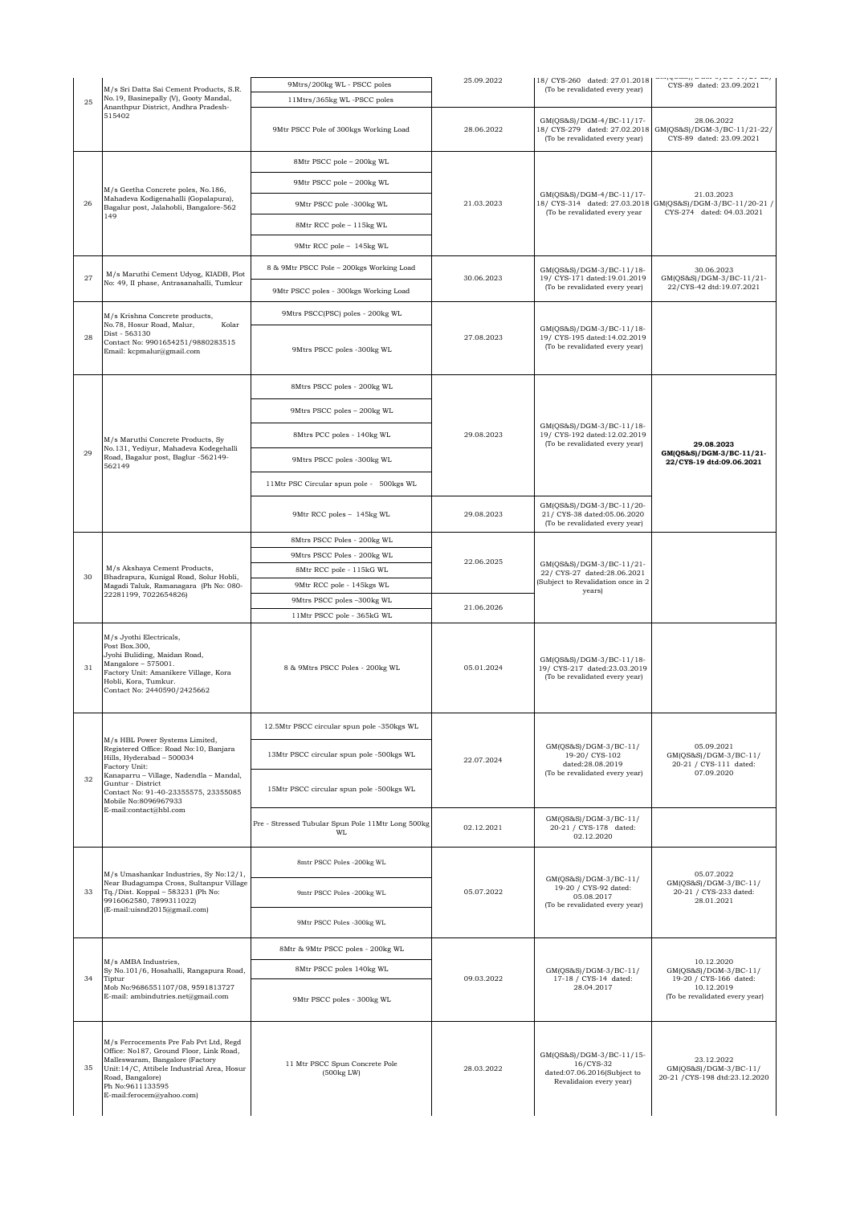| | | | | | |
|---|---|---|---|---|---|
| 25 | M/s Sri Datta Sai Cement Products, S.R. No.19, Basinepally (V), Gooty Mandal, Ananthpur District, Andhra Pradesh-515402 | 9Mtrs/200kg WL - PSCC poles | 25.09.2022 | 18/ CYS-260 dated: 27.01.2018 (To be revalidated every year) | CYS-89 dated: 23.09.2021 |
| | | 11Mtrs/365kg WL -PSCC poles | | | |
| | | 9Mtr PSCC Pole of 300kgs Working Load | 28.06.2022 | GM(QS&S)/DGM-4/BC-11/17-18/ CYS-279 dated: 27.02.2018 (To be revalidated every year) | 28.06.2022 GM(QS&S)/DGM-3/BC-11/21-22/ CYS-89 dated: 23.09.2021 |
| 26 | M/s Geetha Concrete poles, No.186, Mahadeva Kodigenahalli (Gopalapura), Bagalur post, Jalahobli, Bangalore-562 149 | 8Mtr PSCC pole – 200kg WL | 21.03.2023 | GM(QS&S)/DGM-4/BC-11/17-18/ CYS-314 dated: 27.03.2018 (To be revalidated every year | 21.03.2023 GM(QS&S)/DGM-3/BC-11/20-21 / CYS-274 dated: 04.03.2021 |
| | | 9Mtr PSCC pole – 200kg WL | | | |
| | | 9Mtr PSCC pole -300kg WL | | | |
| | | 8Mtr RCC pole – 115kg WL | | | |
| | | 9Mtr RCC pole – 145kg WL | | | |
| 27 | M/s Maruthi Cement Udyog, KIADB, Plot No: 49, II phase, Antrasanahalli, Tumkur | 8 & 9Mtr PSCC Pole – 200kgs Working Load | 30.06.2023 | GM(QS&S)/DGM-3/BC-11/18-19/ CYS-171 dated:19.01.2019 (To be revalidated every year) | 30.06.2023 GM(QS&S)/DGM-3/BC-11/21-22/CYS-42 dtd:19.07.2021 |
| | | 9Mtr PSCC poles - 300kgs Working Load | | | |
| 28 | M/s Krishna Concrete products, No.78, Hosur Road, Malur, Kolar Dist - 563130 Contact No: 9901654251/9880283515 Email: kcpmalur@gmail.com | 9Mtrs PSCC(PSC) poles - 200kg WL | 27.08.2023 | GM(QS&S)/DGM-3/BC-11/18-19/ CYS-195 dated:14.02.2019 (To be revalidated every year) | |
| | | 9Mtrs PSCC poles -300kg WL | | | |
| 29 | M/s Maruthi Concrete Products, Sy No.131, Yediyur, Mahadeva Kodegehalli Road, Bagalur post, Baglur -562149-562149 | 8Mtrs PSCC poles - 200kg WL | 29.08.2023 | GM(QS&S)/DGM-3/BC-11/18-19/ CYS-192 dated:12.02.2019 (To be revalidated every year) | **29.08.2023 GM(QS&S)/DGM-3/BC-11/21-22/CYS-19 dtd:09.06.2021** |
| | | 9Mtrs PSCC poles – 200kg WL | | | |
| | | 8Mtrs PCC poles - 140kg WL | | | |
| | | 9Mtrs PSCC poles -300kg WL | | | |
| | | 11Mtr PSC Circular spun pole - 500kgs WL | | | |
| | | 9Mtr RCC poles – 145kg WL | 29.08.2023 | GM(QS&S)/DGM-3/BC-11/20-21/ CYS-38 dated:05.06.2020 (To be revalidated every year) | |
| 30 | M/s Akshaya Cement Products, Bhadrapura, Kunigal Road, Solur Hobli, Magadi Taluk, Ramanagara (Ph No: 080-22281199, 7022654826) | 8Mtrs PSCC Poles - 200kg WL | 22.06.2025 | GM(QS&S)/DGM-3/BC-11/21-22/ CYS-27 dated:28.06.2021 (Subject to Revalidation once in 2 years) | |
| | | 9Mtrs PSCC Poles - 200kg WL | | | |
| | | 8Mtr RCC pole - 115kG WL | | | |
| | | 9Mtr RCC pole - 145kgs WL | | | |
| | | 9Mtrs PSCC pole -300kg WL | 21.06.2026 | | |
| | | 11Mtr PSCC pole - 365kG WL | | | |
| 31 | M/s Jyothi Electricals, Post Box.300, Jyohi Buliding, Maidan Road, Mangalore – 575001. Factory Unit: Amanikere Village, Kora Hobli, Kora, Tumkur. Contact No: 2440590/2425662 | 8 & 9Mtrs PSCC Poles - 200kg WL | 05.01.2024 | GM(QS&S)/DGM-3/BC-11/18-19/ CYS-217 dated:23.03.2019 (To be revalidated every year) | |
| 32 | M/s HBL Power Systems Limited, Registered Office: Road No:10, Banjara Hills, Hyderabad – 500034 Factory Unit: Kanaparru – Village, Nadendla – Mandal, Guntur - District Contact No: 91-40-23355575, 23355085 Mobile No:8096967933 E-mail:contact@hbl.com | 12.5Mtr PSCC circular spun pole -350kgs WL | 22.07.2024 | GM(QS&S)/DGM-3/BC-11/ 19-20/ CYS-102 dated:28.08.2019 (To be revalidated every year) | 05.09.2021 GM(QS&S)/DGM-3/BC-11/ 20-21 / CYS-111 dated: 07.09.2020 |
| | | 13Mtr PSCC circular spun pole -500kgs WL | | | |
| | | 15Mtr PSCC circular spun pole -500kgs WL | | | |
| | | Pre - Stressed Tubular Spun Pole 11Mtr Long 500kg WL | 02.12.2021 | GM(QS&S)/DGM-3/BC-11/ 20-21 / CYS-178 dated: 02.12.2020 | |
| 33 | M/s Umashankar Industries, Sy No:12/1, Near Budagumpa Cross, Sultanpur Village Tq./Dist. Koppal – 583231 (Ph No: 9916062580, 7899311022) (E-mail:uisnd2015@gmail.com) | 8mtr PSCC Poles -200kg WL | 05.07.2022 | GM(QS&S)/DGM-3/BC-11/ 19-20 / CYS-92 dated: 05.08.2017 (To be revalidated every year) | 05.07.2022 GM(QS&S)/DGM-3/BC-11/ 20-21 / CYS-233 dated: 28.01.2021 |
| | | 9mtr PSCC Poles -200kg WL | | | |
| | | 9Mtr PSCC Poles -300kg WL | | | |
| 34 | M/s AMBA Industries, Sy No.101/6, Hosahalli, Rangapura Road, Tiptur Mob No:9686551107/08, 9591813727 E-mail: ambindutries.net@gmail.com | 8Mtr & 9Mtr PSCC poles - 200kg WL | 09.03.2022 | GM(QS&S)/DGM-3/BC-11/ 17-18 / CYS-14 dated: 28.04.2017 | 10.12.2020 GM(QS&S)/DGM-3/BC-11/ 19-20 / CYS-166 dated: 10.12.2019 (To be revalidated every year) |
| | | 8Mtr PSCC poles 140kg WL | | | |
| | | 9Mtr PSCC poles - 300kg WL | | | |
| 35 | M/s Ferrocements Pre Fab Pvt Ltd, Regd Office: No187, Ground Floor, Link Road, Malleswaram, Bangalore (Factory Unit:14/C, Attibele Industrial Area, Hosur Road, Bangalore) Ph No:9611133595 E-mail:ferocem@yahoo.com) | 11 Mtr PSCC Spun Concrete Pole (500kg LW) | 28.03.2022 | GM(QS&S)/DGM-3/BC-11/15-16/CYS-32 dated:07.06.2016(Subject to Revalidaion every year) | 23.12.2022 GM(QS&S)/DGM-3/BC-11/ 20-21 /CYS-198 dtd:23.12.2020 |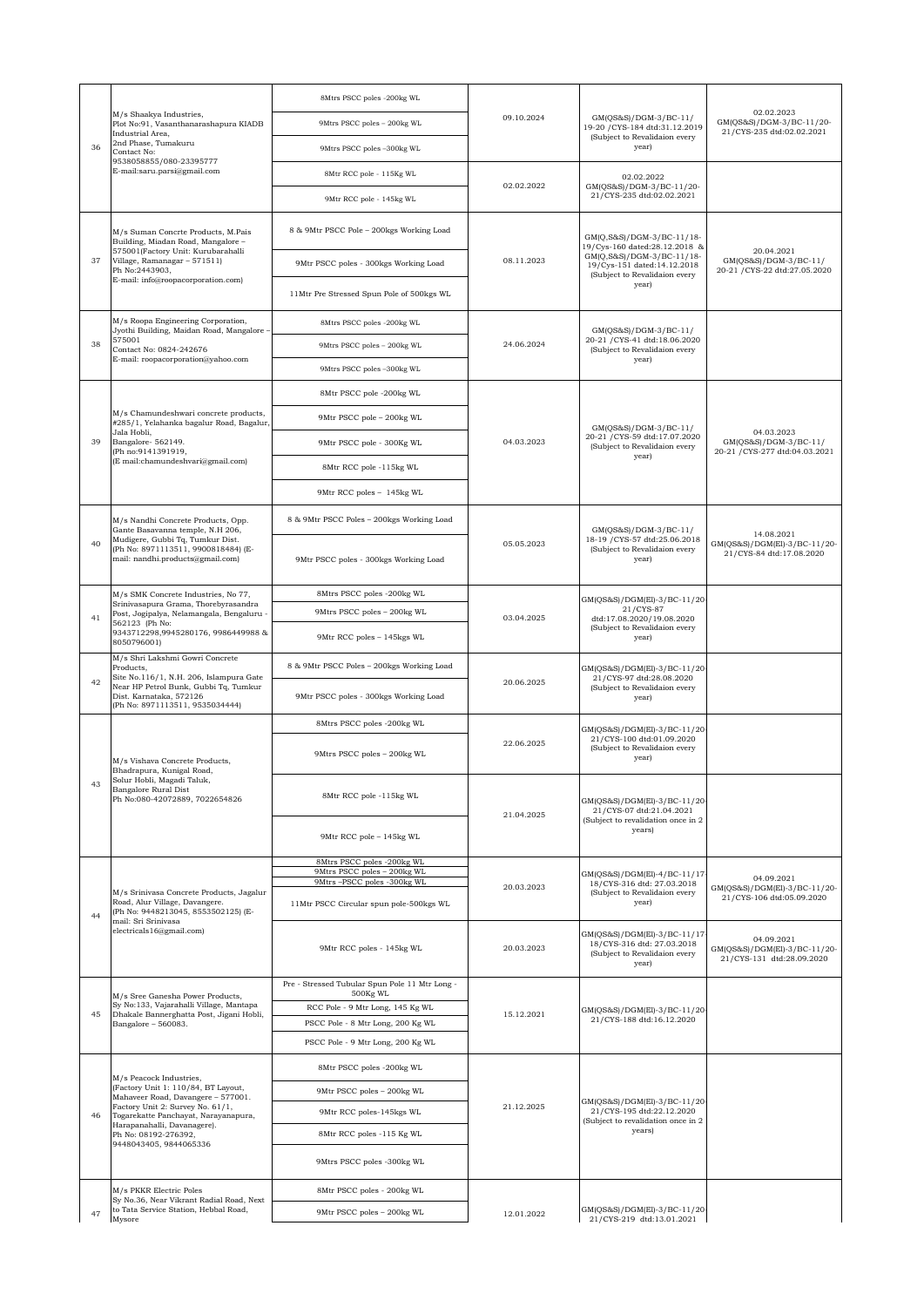| | | | | | |
|---|---|---|---|---|---|
| 36 | M/s Shaakya Industries, Plot No:91, Vasanthanarashapura KIADB Industrial Area, 2nd Phase, Tumakuru Contact No: 9538058855/080-23395777 E-mail:saru.parsi@gmail.com | 8Mtrs PSCC poles -200kg WL | 09.10.2024 | GM(QS&S)/DGM-3/BC-11/ 19-20 /CYS-184 dtd:31.12.2019 (Subject to Revalidaion every year) | 02.02.2023 GM(QS&S)/DGM-3/BC-11/20-21/CYS-235 dtd:02.02.2021 |
| | | 9Mtrs PSCC poles – 200kg WL | | | |
| | | 9Mtrs PSCC poles –300kg WL | | | |
| | | 8Mtr RCC pole - 115Kg WL | 02.02.2022 | 02.02.2022 GM(QS&S)/DGM-3/BC-11/20-21/CYS-235 dtd:02.02.2021 | |
| | | 9Mtr RCC pole - 145kg WL | | | |
| 37 | M/s Suman Concrte Products, M.Pais Building, Miadan Road, Mangalore – 575001(Factory Unit: Kurubarahalli Village, Ramanagar – 571511) Ph No:2443903, E-mail: info@roopacorporation.com) | 8 & 9Mtr PSCC Pole – 200kgs Working Load | 08.11.2023 | GM(Q,S&S)/DGM-3/BC-11/18-19/Cys-160 dated:28.12.2018 & GM(Q,S&S)/DGM-3/BC-11/18-19/Cys-151 dated:14.12.2018 (Subject to Revalidaion every year) | 20.04.2021 GM(QS&S)/DGM-3/BC-11/ 20-21 /CYS-22 dtd:27.05.2020 |
| | | 9Mtr PSCC poles - 300kgs Working Load | | | |
| | | 11Mtr Pre Stressed Spun Pole of 500kgs WL | | | |
| 38 | M/s Roopa Engineering Corporation, Jyothi Building, Maidan Road, Mangalore – 575001 Contact No: 0824-242676 E-mail: roopacorporation@yahoo.com | 8Mtrs PSCC poles -200kg WL | 24.06.2024 | GM(QS&S)/DGM-3/BC-11/ 20-21 /CYS-41 dtd:18.06.2020 (Subject to Revalidaion every year) | |
| | | 9Mtrs PSCC poles – 200kg WL | | | |
| | | 9Mtrs PSCC poles –300kg WL | | | |
| 39 | M/s Chamundeshwari concrete products, #285/1, Yelahanka bagalur Road, Bagalur, Jala Hobli, Bangalore- 562149. (Ph no:9141391919, (E mail:chamundeshvari@gmail.com) | 8Mtr PSCC pole -200kg WL | 04.03.2023 | GM(QS&S)/DGM-3/BC-11/ 20-21 /CYS-59 dtd:17.07.2020 (Subject to Revalidaion every year) | 04.03.2023 GM(QS&S)/DGM-3/BC-11/ 20-21 /CYS-277 dtd:04.03.2021 |
| | | 9Mtr PSCC pole – 200kg WL | | | |
| | | 9Mtr PSCC pole - 300Kg WL | | | |
| | | 8Mtr RCC pole -115kg WL | | | |
| | | 9Mtr RCC poles – 145kg WL | | | |
| 40 | M/s Nandhi Concrete Products, Opp. Gante Basavanna temple, N.H 206, Mudigere, Gubbi Tq, Tumkur Dist. (Ph No: 8971113511, 9900818484) (E-mail: nandhi.products@gmail.com) | 8 & 9Mtr PSCC Poles – 200kgs Working Load | 05.05.2023 | GM(QS&S)/DGM-3/BC-11/ 18-19 /CYS-57 dtd:25.06.2018 (Subject to Revalidaion every year) | 14.08.2021 GM(QS&S)/DGM(El)-3/BC-11/20-21/CYS-84 dtd:17.08.2020 |
| | | 9Mtr PSCC poles - 300kgs Working Load | | | |
| 41 | M/s SMK Concrete Industries, No 77, Srinivasapura Grama, Thorebyrasandra Post, Jogipalya, Nelamangala, Bengaluru - 562123 (Ph No: 9343712298,9945280176, 9986449988 & 8050796001) | 8Mtrs PSCC poles -200kg WL | 03.04.2025 | GM(QS&S)/DGM(El)-3/BC-11/20-21/CYS-87 dtd:17.08.2020/19.08.2020 (Subject to Revalidaion every year) | |
| | | 9Mtrs PSCC poles – 200kg WL | | | |
| | | 9Mtr RCC poles – 145kgs WL | | | |
| 42 | M/s Shri Lakshmi Gowri Concrete Products, Site No.116/1, N.H. 206, Islampura Gate Near HP Petrol Bunk, Gubbi Tq, Tumkur Dist. Karnataka, 572126 (Ph No: 8971113511, 9535034444) | 8 & 9Mtr PSCC Poles – 200kgs Working Load | 20.06.2025 | GM(QS&S)/DGM(El)-3/BC-11/20-21/CYS-97 dtd:28.08.2020 (Subject to Revalidaion every year) | |
| | | 9Mtr PSCC poles - 300kgs Working Load | | | |
| 43 | M/s Vishava Concrete Products, Bhadrapura, Kunigal Road, Solur Hobli, Magadi Taluk, Bangalore Rural Dist Ph No:080-42072889, 7022654826 | 8Mtrs PSCC poles -200kg WL | 22.06.2025 | GM(QS&S)/DGM(El)-3/BC-11/20-21/CYS-100 dtd:01.09.2020 (Subject to Revalidaion every year) | |
| | | 9Mtrs PSCC poles – 200kg WL | | | |
| | | 8Mtr RCC pole -115kg WL | 21.04.2025 | GM(QS&S)/DGM(El)-3/BC-11/20-21/CYS-07 dtd:21.04.2021 (Subject to revalidation once in 2 years) | |
| | | 9Mtr RCC pole – 145kg WL | | | |
| 44 | M/s Srinivasa Concrete Products, Jagalur Road, Alur Village, Davangere. (Ph No: 9448213045, 8553502125) (E-mail: Sri Srinivasa electricals16@gmail.com) | 8Mtrs PSCC poles -200kg WL 9Mtrs PSCC poles – 200kg WL 9Mtrs –PSCC poles -300kg WL | 20.03.2023 | GM(QS&S)/DGM(El)-4/BC-11/17-18/CYS-316 dtd: 27.03.2018 (Subject to Revalidaion every year) | 04.09.2021 GM(QS&S)/DGM(El)-3/BC-11/20-21/CYS-106 dtd:05.09.2020 |
| | | 11Mtr PSCC Circular spun pole-500kgs WL | | | |
| | | 9Mtr RCC poles - 145kg WL | 20.03.2023 | GM(QS&S)/DGM(El)-3/BC-11/17-18/CYS-316 dtd: 27.03.2018 (Subject to Revalidaion every year) | 04.09.2021 GM(QS&S)/DGM(El)-3/BC-11/20-21/CYS-131 dtd:28.09.2020 |
| 45 | M/s Sree Ganesha Power Products, Sy No:133, Vajarahalli Village, Mantapa Dhakale Bannerghatta Post, Jigani Hobli, Bangalore – 560083. | Pre - Stressed Tubular Spun Pole 11 Mtr Long - 500Kg WL | 15.12.2021 | GM(QS&S)/DGM(El)-3/BC-11/20-21/CYS-188 dtd:16.12.2020 | |
| | | RCC Pole - 9 Mtr Long, 145 Kg WL | | | |
| | | PSCC Pole - 8 Mtr Long, 200 Kg WL | | | |
| | | PSCC Pole - 9 Mtr Long, 200 Kg WL | | | |
| 46 | M/s Peacock Industries, (Factory Unit 1: 110/84, BT Layout, Mahaveer Road, Davangere – 577001. Factory Unit 2: Survey No. 61/1, Togarekatte Panchayat, Narayanapura, Harapanahalli, Davanagere). Ph No: 08192-276392, 9448043405, 9844065336 | 8Mtr PSCC poles -200kg WL | 21.12.2025 | GM(QS&S)/DGM(El)-3/BC-11/20-21/CYS-195 dtd:22.12.2020 (Subject to revalidation once in 2 years) | |
| | | 9Mtr PSCC poles – 200kg WL | | | |
| | | 9Mtr RCC poles-145kgs WL | | | |
| | | 8Mtr RCC poles -115 Kg WL | | | |
| | | 9Mtrs PSCC poles -300kg WL | | | |
| 47 | M/s PKKR Electric Poles Sy No.36, Near Vikrant Radial Road, Next to Tata Service Station, Hebbal Road, Mysore | 8Mtr PSCC poles - 200kg WL | 12.01.2022 | GM(QS&S)/DGM(El)-3/BC-11/20-21/CYS-219 dtd:13.01.2021 | |
| | | 9Mtr PSCC poles – 200kg WL | | | |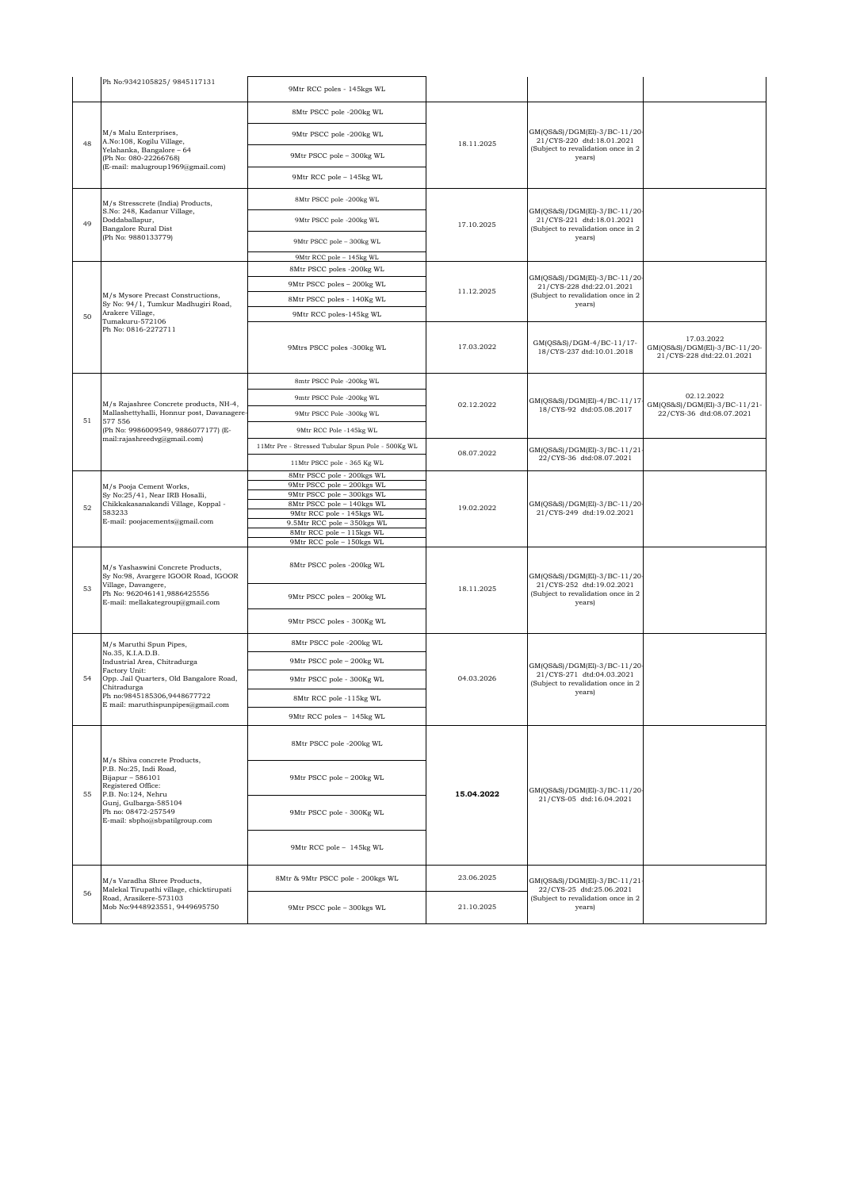| | | | | | |
|---|---|---|---|---|---|
| | Ph No:9342105825/ 9845117131 | 9Mtr RCC poles - 145kgs WL | | | |
| 48 | M/s Malu Enterprises, A.No:108, Kogilu Village, Yelahanka, Bangalore – 64 (Ph No: 080-22266768) (E-mail: malugroup1969@gmail.com) | 8Mtr PSCC pole -200kg WL | 18.11.2025 | GM(QS&S)/DGM(El)-3/BC-11/20-21/CYS-220 dtd:18.01.2021 (Subject to revalidation once in 2 years) | |
| | | 9Mtr PSCC pole -200kg WL | | | |
| | | 9Mtr PSCC pole – 300kg WL | | | |
| | | 9Mtr RCC pole – 145kg WL | | | |
| 49 | M/s Stresscrete (India) Products, S.No: 248, Kadanur Village, Doddaballapur, Bangalore Rural Dist (Ph No: 9880133779) | 8Mtr PSCC pole -200kg WL | 17.10.2025 | GM(QS&S)/DGM(El)-3/BC-11/20-21/CYS-221 dtd:18.01.2021 (Subject to revalidation once in 2 years) | |
| | | 9Mtr PSCC pole -200kg WL | | | |
| | | 9Mtr PSCC pole – 300kg WL | | | |
| | | 9Mtr RCC pole – 145kg WL | | | |
| 50 | M/s Mysore Precast Constructions, Sy No: 94/1, Tumkur Madhugiri Road, Arakere Village, Tumakuru-572106 Ph No: 0816-2272711 | 8Mtr PSCC poles -200kg WL | 11.12.2025 | GM(QS&S)/DGM(El)-3/BC-11/20-21/CYS-228 dtd:22.01.2021 (Subject to revalidation once in 2 years) | |
| | | 9Mtr PSCC poles – 200kg WL | | | |
| | | 8Mtr PSCC poles - 140Kg WL | | | |
| | | 9Mtr RCC poles-145kg WL | | | |
| | | 9Mtrs PSCC poles -300kg WL | 17.03.2022 | GM(QS&S)/DGM-4/BC-11/17-18/CYS-237 dtd:10.01.2018 | 17.03.2022 GM(QS&S)/DGM(El)-3/BC-11/20-21/CYS-228 dtd:22.01.2021 |
| 51 | M/s Rajashree Concrete products, NH-4, Mallashettyhalli, Honnur post, Davanagere-577 556 (Ph No: 9986009549, 9886077177) (E-mail:rajashreedvg@gmail.com) | 8mtr PSCC Pole -200kg WL | 02.12.2022 | GM(QS&S)/DGM(El)-4/BC-11/17-18/CYS-92 dtd:05.08.2017 | 02.12.2022 GM(QS&S)/DGM(El)-3/BC-11/21-22/CYS-36 dtd:08.07.2021 |
| | | 9mtr PSCC Pole -200kg WL | | | |
| | | 9Mtr PSCC Pole -300kg WL | | | |
| | | 9Mtr RCC Pole -145kg WL | | | |
| | | 11Mtr Pre - Stressed Tubular Spun Pole - 500Kg WL | 08.07.2022 | GM(QS&S)/DGM(El)-3/BC-11/21-22/CYS-36 dtd:08.07.2021 | |
| | | 11Mtr PSCC pole - 365 Kg WL | | | |
| 52 | M/s Pooja Cement Works, Sy No:25/41, Near IRB Hosalli, Chikkakasanakandi Village, Koppal - 583233 E-mail: poojacements@gmail.com | 8Mtr PSCC pole - 200kgs WL<br>9Mtr PSCC pole – 200kgs WL<br>9Mtr PSCC pole – 300kgs WL<br>8Mtr PSCC pole – 140kgs WL<br>9Mtr RCC pole - 145kgs WL<br>9.5Mtr RCC pole – 350kgs WL<br>8Mtr RCC pole – 115kgs WL<br>9Mtr RCC pole – 150kgs WL | 19.02.2022 | GM(QS&S)/DGM(El)-3/BC-11/20-21/CYS-249 dtd:19.02.2021 | |
| 53 | M/s Yashaswini Concrete Products, Sy No:98, Avargere IGOOR Road, IGOOR Village, Davangere, Ph No: 962046141,9886425556 E-mail: mellakategroup@gmail.com | 8Mtr PSCC poles -200kg WL | 18.11.2025 | GM(QS&S)/DGM(El)-3/BC-11/20-21/CYS-252 dtd:19.02.2021 (Subject to revalidation once in 2 years) | |
| | | 9Mtr PSCC poles – 200kg WL | | | |
| | | 9Mtr PSCC poles - 300kg WL | | | |
| 54 | M/s Maruthi Spun Pipes, No.35, K.I.A.D.B. Industrial Area, Chitradurga Factory Unit: Opp. Jail Quarters, Old Bangalore Road, Chitradurga Ph no:9845185306,9448677722 E mail: maruthispunpipes@gmail.com | 8Mtr PSCC pole -200kg WL | 04.03.2026 | GM(QS&S)/DGM(El)-3/BC-11/20-21/CYS-271 dtd:04.03.2021 (Subject to revalidation once in 2 years) | |
| | | 9Mtr PSCC pole – 200kg WL | | | |
| | | 9Mtr PSCC pole - 300kg WL | | | |
| | | 8Mtr RCC pole -115kg WL | | | |
| | | 9Mtr RCC poles – 145kg WL | | | |
| 55 | M/s Shiva concrete Products, P.B. No:25, Indi Road, Bijapur – 586101 Registered Office: P.B. No:124, Nehru Gunj, Gulbarga-585104 Ph no: 08472-257549 E-mail: sbpho@sbpatilgroup.com | 8Mtr PSCC pole -200kg WL | **15.04.2022** | GM(QS&S)/DGM(El)-3/BC-11/20-21/CYS-05 dtd:16.04.2021 | |
| | | 9Mtr PSCC pole – 200kg WL | | | |
| | | 9Mtr PSCC pole - 300Kg WL | | | |
| | | 9Mtr RCC pole – 145kg WL | | | |
| 56 | M/s Varadha Shree Products, Malekal Tirupathi village, chicktirupati Road, Arasikere-573103 Mob No:9448923551, 9449695750 | 8Mtr & 9Mtr PSCC pole - 200kgs WL | 23.06.2025 | GM(QS&S)/DGM(El)-3/BC-11/21-22/CYS-25 dtd:25.06.2021 (Subject to revalidation once in 2 years) | |
| | | 9Mtr PSCC pole – 300kgs WL | 21.10.2025 | | |